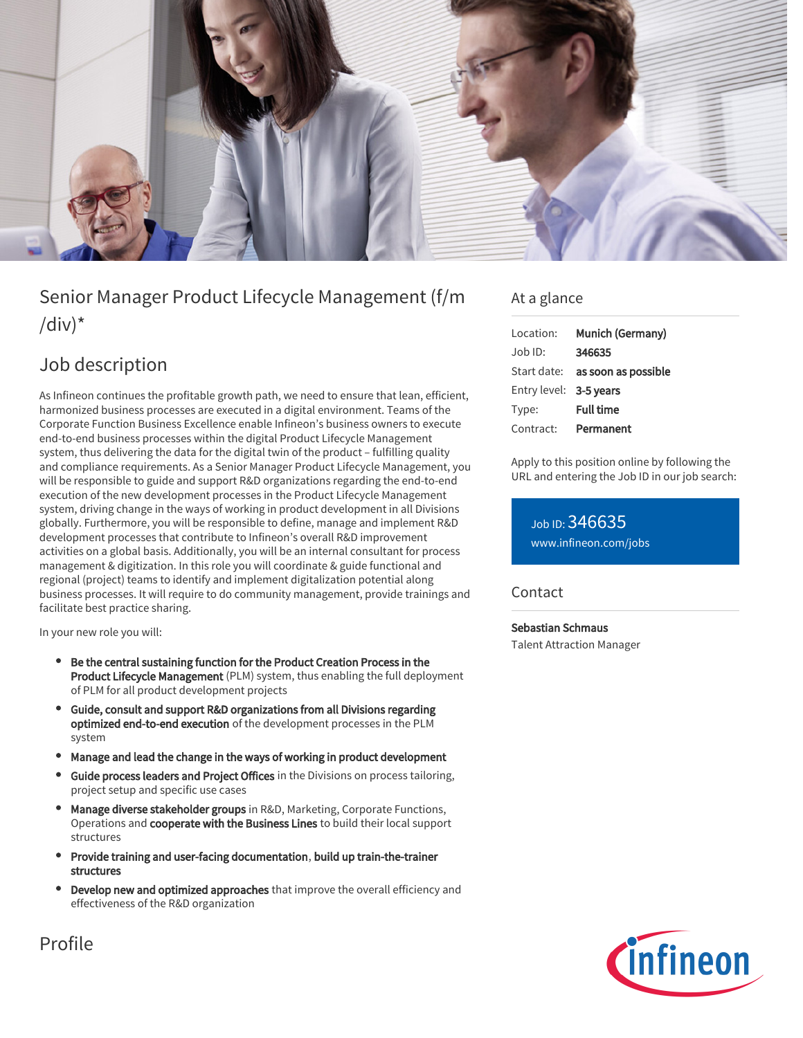# Senior Manager Product Lifecycle Management (f/m/div)*

## Job description

As Infineon continues the profitable growth path, we need to ensure that lean, efficient, harmonized business processes are executed in a digital environment. Teams of the Corporate Function Business Excellence enable Infineon's business owners to execute end-to-end business processes within the digital Product Lifecycle Management system, thus delivering the data for the digital twin of the product – fulfilling quality and compliance requirements. As a Senior Manager Product Lifecycle Management, you will be responsible to guide and support R&D organizations regarding the end-to-end execution of the new development processes in the Product Lifecycle Management system, driving change in the ways of working in product development in all Divisions globally. Furthermore, you will be responsible to define, manage and implement R&D development processes that contribute to Infineon's overall R&D improvement activities on a global basis. Additionally, you will be an internal consultant for process management & digitization. In this role you will coordinate & guide functional and regional (project) teams to identify and implement digitalization potential along business processes. It will require to do community management, provide trainings and facilitate best practice sharing.

In your new role you will:

- **Be the central sustaining function for the Product Creation Process in the Product Lifecycle Management** (PLM) system, thus enabling the full deployment of PLM for all product development projects
- **Guide, consult and support R&D organizations from all Divisions regarding optimized end-to-end execution** of the development processes in the PLM system
- **Manage and lead the change in the ways of working in product development**
- **Guide process leaders and Project Offices** in the Divisions on process tailoring, project setup and specific use cases
- **Manage diverse stakeholder groups** in R&D, Marketing, Corporate Functions, Operations and **cooperate with the Business Lines** to build their local support structures
- **Provide training and user-facing documentation**, **build up train-the-trainer structures**
- **Develop new and optimized approaches** that improve the overall efficiency and effectiveness of the R&D organization

## Profile

## At a glance

| | |
|---|---|
| Location: | **Munich (Germany)** |
| Job ID: | **346635** |
| Start date: | **as soon as possible** |
| Entry level: | **3-5 years** |
| Type: | **Full time** |
| Contract: | **Permanent** |

Apply to this position online by following the URL and entering the Job ID in our job search:

Job ID: 346635
www.infineon.com/jobs

## Contact

**Sebastian Schmaus**
Talent Attraction Manager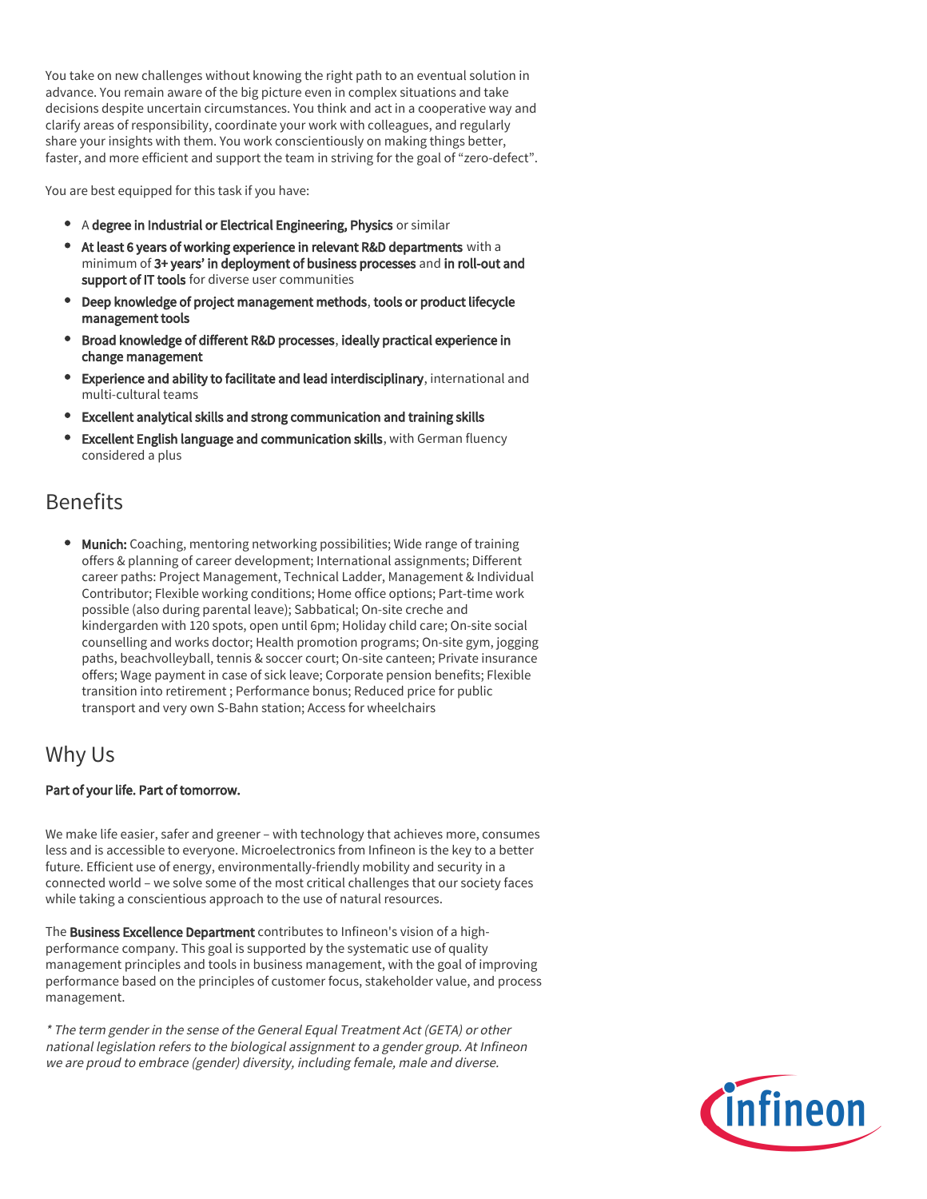You take on new challenges without knowing the right path to an eventual solution in advance. You remain aware of the big picture even in complex situations and take decisions despite uncertain circumstances. You think and act in a cooperative way and clarify areas of responsibility, coordinate your work with colleagues, and regularly share your insights with them. You work conscientiously on making things better, faster, and more efficient and support the team in striving for the goal of "zero-defect".

You are best equipped for this task if you have:

- A **degree in Industrial or Electrical Engineering, Physics** or similar
- **At least 6 years of working experience in relevant R&D departments** with a minimum of **3+ years' in deployment of business processes** and **in roll-out and support of IT tools** for diverse user communities
- **Deep knowledge of project management methods**, **tools or product lifecycle management tools**
- **Broad knowledge of different R&D processes**, **ideally practical experience in change management**
- **Experience and ability to facilitate and lead interdisciplinary**, international and multi-cultural teams
- **Excellent analytical skills and strong communication and training skills**
- **Excellent English language and communication skills**, with German fluency considered a plus

## Benefits

- **Munich:** Coaching, mentoring networking possibilities; Wide range of training offers & planning of career development; International assignments; Different career paths: Project Management, Technical Ladder, Management & Individual Contributor; Flexible working conditions; Home office options; Part-time work possible (also during parental leave); Sabbatical; On-site creche and kindergarden with 120 spots, open until 6pm; Holiday child care; On-site social counselling and works doctor; Health promotion programs; On-site gym, jogging paths, beachvolleyball, tennis & soccer court; On-site canteen; Private insurance offers; Wage payment in case of sick leave; Corporate pension benefits; Flexible transition into retirement ; Performance bonus; Reduced price for public transport and very own S-Bahn station; Access for wheelchairs

## Why Us

**Part of your life. Part of tomorrow.**

We make life easier, safer and greener – with technology that achieves more, consumes less and is accessible to everyone. Microelectronics from Infineon is the key to a better future. Efficient use of energy, environmentally-friendly mobility and security in a connected world – we solve some of the most critical challenges that our society faces while taking a conscientious approach to the use of natural resources.

The **Business Excellence Department** contributes to Infineon's vision of a high-performance company. This goal is supported by the systematic use of quality management principles and tools in business management, with the goal of improving performance based on the principles of customer focus, stakeholder value, and process management.

*\* The term gender in the sense of the General Equal Treatment Act (GETA) or other national legislation refers to the biological assignment to a gender group. At Infineon we are proud to embrace (gender) diversity, including female, male and diverse.*

infineon